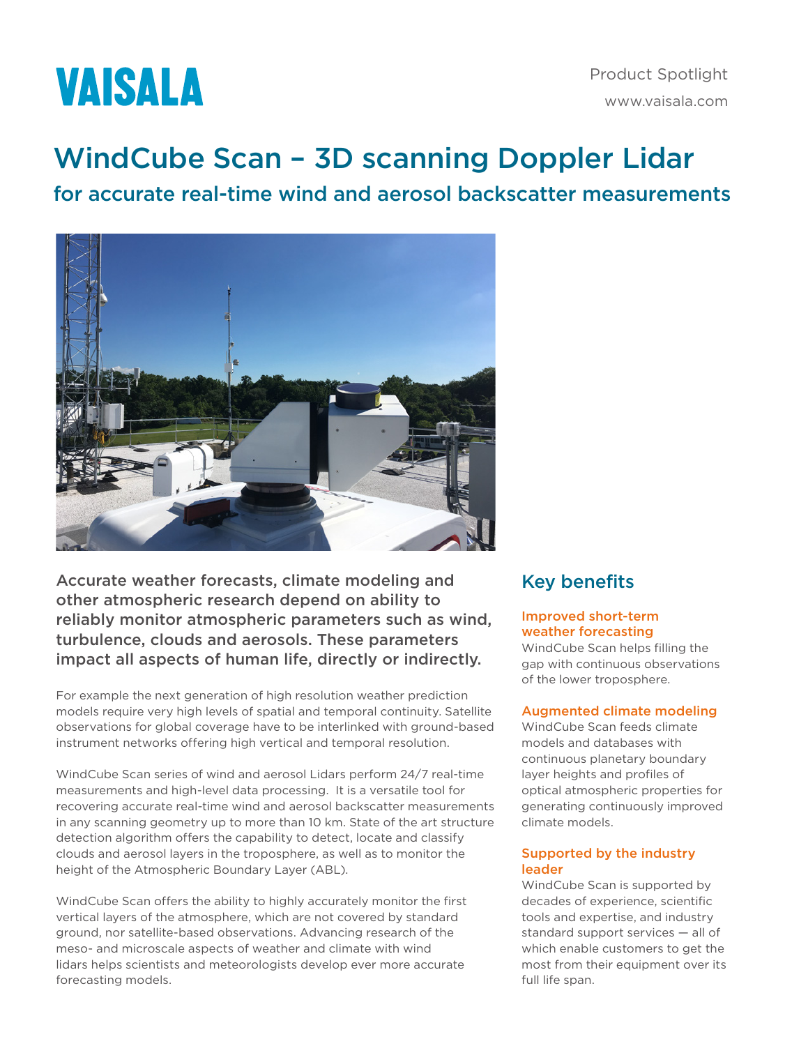VAISALA

Product Spotlight

www.vaisala.com

# WindCube Scan – 3D scanning Doppler Lidar

## for accurate real-time wind and aerosol backscatter measurements

**Accurate weather forecasts, climate modeling and other atmospheric research depend on ability to reliably monitor atmospheric parameters such as wind, turbulence, clouds and aerosols. These parameters impact all aspects of human life, directly or indirectly.**

For example the next generation of high resolution weather prediction models require very high levels of spatial and temporal continuity. Satellite observations for global coverage have to be interlinked with ground-based instrument networks offering high vertical and temporal resolution.

WindCube Scan series of wind and aerosol Lidars perform 24/7 real-time measurements and high-level data processing. It is a versatile tool for recovering accurate real-time wind and aerosol backscatter measurements in any scanning geometry up to more than 10 km. State of the art structure detection algorithm offers the capability to detect, locate and classify clouds and aerosol layers in the troposphere, as well as to monitor the height of the Atmospheric Boundary Layer (ABL).

WindCube Scan offers the ability to highly accurately monitor the first vertical layers of the atmosphere, which are not covered by standard ground, nor satellite-based observations. Advancing research of the meso- and microscale aspects of weather and climate with wind lidars helps scientists and meteorologists develop ever more accurate forecasting models.

## Key benefits

### Improved short-term weather forecasting

WindCube Scan helps filling the gap with continuous observations of the lower troposphere.

### Augmented climate modeling

WindCube Scan feeds climate models and databases with continuous planetary boundary layer heights and profiles of optical atmospheric properties for generating continuously improved climate models.

### Supported by the industry leader

WindCube Scan is supported by decades of experience, scientific tools and expertise, and industry standard support services — all of which enable customers to get the most from their equipment over its full life span.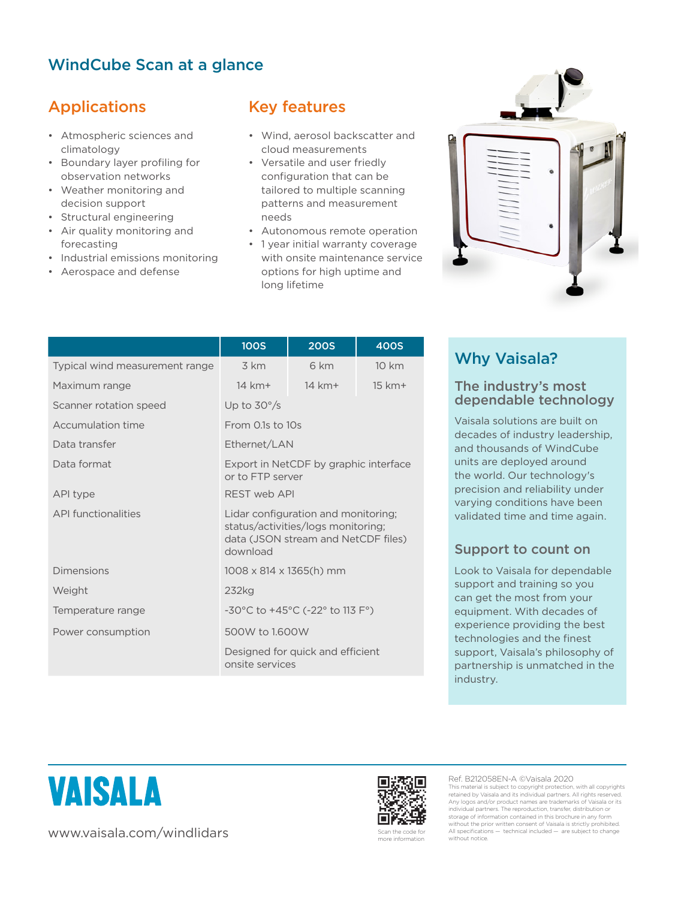## WindCube Scan at a glance

### Applications

- Atmospheric sciences and climatology
- Boundary layer profiling for observation networks
- Weather monitoring and decision support
- Structural engineering
- Air quality monitoring and forecasting
- Industrial emissions monitoring
- Aerospace and defense

### Key features

- Wind, aerosol backscatter and cloud measurements
- Versatile and user friedly configuration that can be tailored to multiple scanning patterns and measurement needs
- Autonomous remote operation
- 1 year initial warranty coverage with onsite maintenance service options for high uptime and long lifetime

| | 100S | 200S | 400S |
|---|---|---|---|
| Typical wind measurement range | 3 km | 6 km | 10 km |
| Maximum range | 14 km+ | 14 km+ | 15 km+ |
| Scanner rotation speed | Up to 30°/s | | |
| Accumulation time | From 0.1s to 10s | | |
| Data transfer | Ethernet/LAN | | |
| Data format | Export in NetCDF by graphic interface or to FTP server | | |
| API type | REST web API | | |
| API functionalities | Lidar configuration and monitoring; status/activities/logs monitoring; data (JSON stream and NetCDF files) download | | |
| Dimensions | 1008 x 814 x 1365(h) mm | | |
| Weight | 232kg | | |
| Temperature range | -30°C to +45°C (-22° to 113 F°) | | |
| Power consumption | 500W to 1.600W | | |
| | Designed for quick and efficient onsite services | | |

## Why Vaisala?

### The industry's most dependable technology

Vaisala solutions are built on decades of industry leadership, and thousands of WindCube units are deployed around the world. Our technology's precision and reliability under varying conditions have been validated time and time again.

### Support to count on

Look to Vaisala for dependable support and training so you can get the most from your equipment. With decades of experience providing the best technologies and the finest support, Vaisala's philosophy of partnership is unmatched in the industry.

VAISALA

www.vaisala.com/windlidars

Scan the code for more information

Ref. B212058EN-A ©Vaisala 2020
This material is subject to copyright protection, with all copyrights retained by Vaisala and its individual partners. All rights reserved. Any logos and/or product names are trademarks of Vaisala or its individual partners. The reproduction, transfer, distribution or storage of information contained in this brochure in any form without the prior written consent of Vaisala is strictly prohibited. All specifications — technical included — are subject to change without notice.